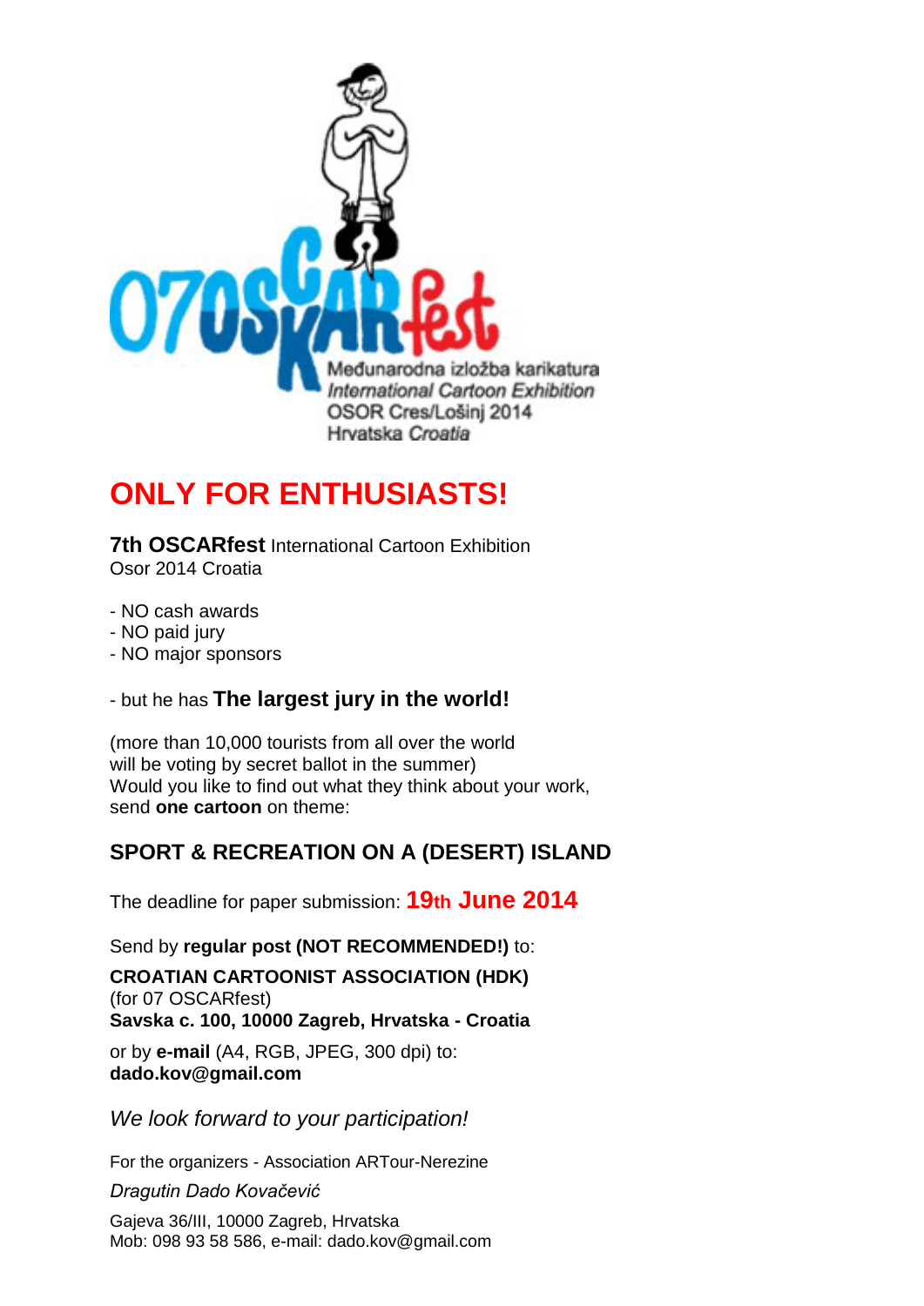07OSKARfest

Međunarodna izložba karikatura
*International Cartoon Exhibition*
OSOR Cres/Lošinj 2014
Hrvatska *Croatia*

# ONLY FOR ENTHUSIASTS!

**7th OSCARfest** International Cartoon Exhibition
Osor 2014 Croatia

- NO cash awards
- NO paid jury
- NO major sponsors

- but he has **The largest jury in the world!**

(more than 10,000 tourists from all over the world
will be voting by secret ballot in the summer)
Would you like to find out what they think about your work,
send **one cartoon** on theme:

## SPORT & RECREATION ON A (DESERT) ISLAND

The deadline for paper submission: **19th June 2014**

Send by **regular post (NOT RECOMMENDED!)** to:

**CROATIAN CARTOONIST ASSOCIATION (HDK)**
(for 07 OSCARfest)
**Savska c. 100, 10000 Zagreb, Hrvatska - Croatia**

or by **e-mail** (A4, RGB, JPEG, 300 dpi) to:
**dado.kov@gmail.com**

*We look forward to your participation!*

For the organizers - Association ARTour-Nerezine

*Dragutin Dado Kovačević*

Gajeva 36/III, 10000 Zagreb, Hrvatska
Mob: 098 93 58 586, e-mail: dado.kov@gmail.com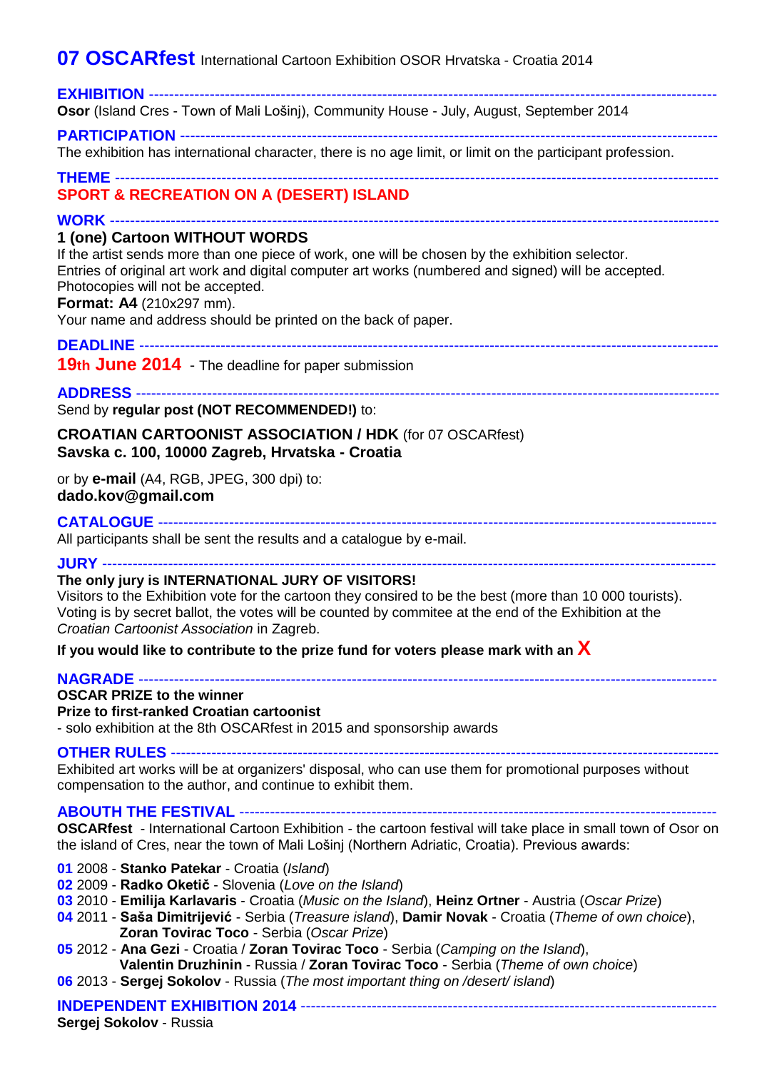# 07 OSCARfest International Cartoon Exhibition OSOR Hrvatska - Croatia 2014

## EXHIBITION

**Osor** (Island Cres - Town of Mali Lošinj), Community House - July, August, September 2014

## PARTICIPATION

The exhibition has international character, there is no age limit, or limit on the participant profession.

## THEME

**SPORT & RECREATION ON A (DESERT) ISLAND**

## WORK

**1 (one) Cartoon WITHOUT WORDS**

If the artist sends more than one piece of work, one will be chosen by the exhibition selector.
Entries of original art work and digital computer art works (numbered and signed) will be accepted.
Photocopies will not be accepted.
**Format: A4** (210x297 mm).
Your name and address should be printed on the back of paper.

## DEADLINE

**19th June 2014** - The deadline for paper submission

## ADDRESS

Send by **regular post (NOT RECOMMENDED!)** to:

**CROATIAN CARTOONIST ASSOCIATION / HDK** (for 07 OSCARfest)
**Savska c. 100, 10000 Zagreb, Hrvatska - Croatia**

or by **e-mail** (A4, RGB, JPEG, 300 dpi) to:
**dado.kov@gmail.com**

## CATALOGUE

All participants shall be sent the results and a catalogue by e-mail.

## JURY

**The only jury is INTERNATIONAL JURY OF VISITORS!**

Visitors to the Exhibition vote for the cartoon they consired to be the best (more than 10 000 tourists).
Voting is by secret ballot, the votes will be counted by commitee at the end of the Exhibition at the *Croatian Cartoonist Association* in Zagreb.

**If you would like to contribute to the prize fund for voters please mark with an X**

## NAGRADE

**OSCAR PRIZE to the winner**
**Prize to first-ranked Croatian cartoonist**
- solo exhibition at the 8th OSCARfest in 2015 and sponsorship awards

## OTHER RULES

Exhibited art works will be at organizers' disposal, who can use them for promotional purposes without compensation to the author, and continue to exhibit them.

## ABOUTH THE FESTIVAL

**OSCARfest** - International Cartoon Exhibition - the cartoon festival will take place in small town of Osor on the island of Cres, near the town of Mali Lošinj (Northern Adriatic, Croatia). Previous awards:

**01** 2008 - **Stanko Patekar** - Croatia (*Island*)
**02** 2009 - **Radko Oketič** - Slovenia (*Love on the Island*)
**03** 2010 - **Emilija Karlavaris** - Croatia (*Music on the Island*), **Heinz Ortner** - Austria (*Oscar Prize*)
**04** 2011 - **Saša Dimitrijević** - Serbia (*Treasure island*), **Damir Novak** - Croatia (*Theme of own choice*), **Zoran Tovirac Toco** - Serbia (*Oscar Prize*)
**05** 2012 - **Ana Gezi** - Croatia / **Zoran Tovirac Toco** - Serbia (*Camping on the Island*), **Valentin Druzhinin** - Russia / **Zoran Tovirac Toco** - Serbia (*Theme of own choice*)
**06** 2013 - **Sergej Sokolov** - Russia (*The most important thing on /desert/ island*)

## INDEPENDENT EXHIBITION 2014

**Sergej Sokolov** - Russia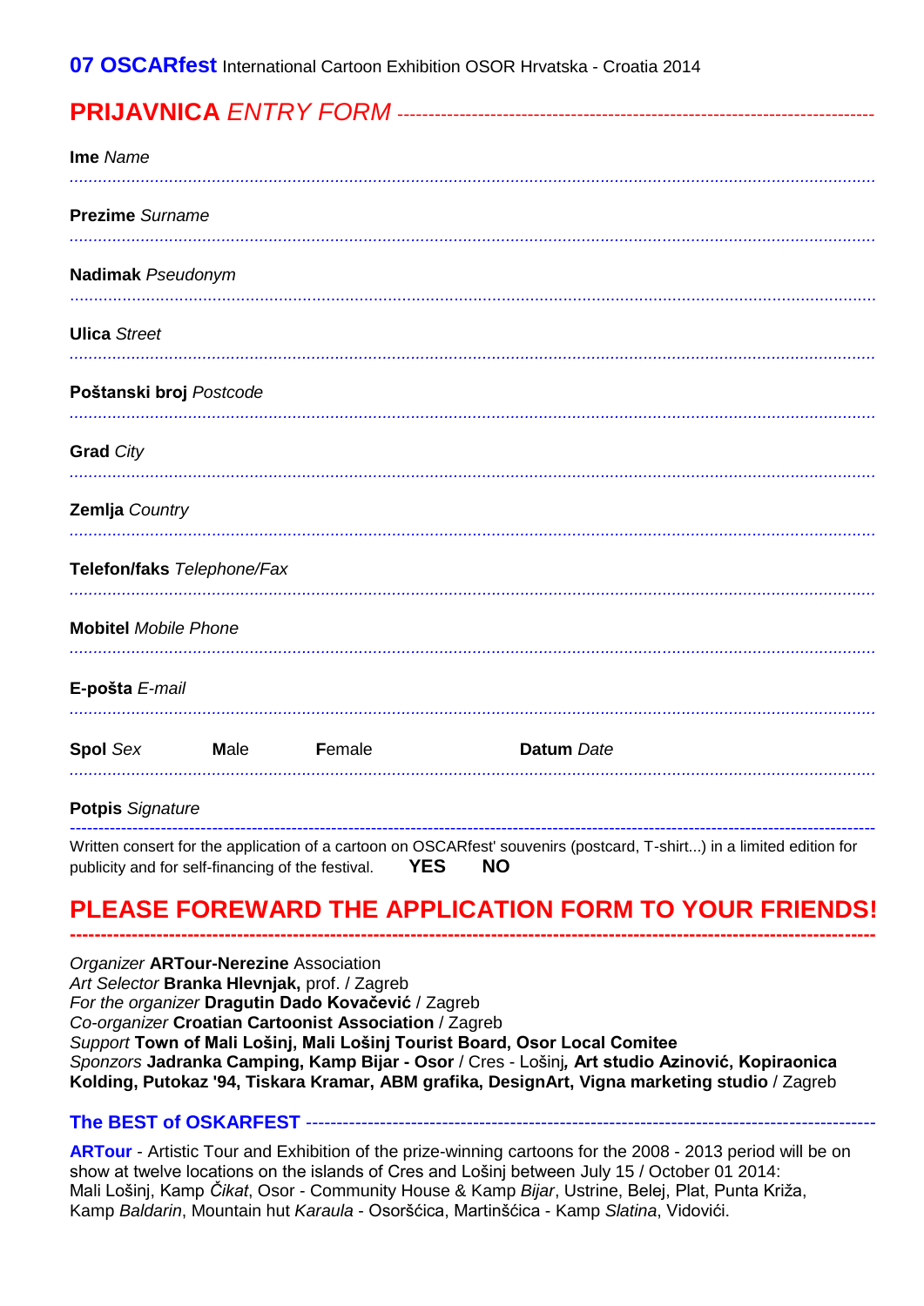**07 OSCARfest** International Cartoon Exhibition OSOR Hrvatska - Croatia 2014

## PRIJAVNICA *ENTRY FORM*

**Ime** *Name*

.....................................................................................................................................

**Prezime** *Surname*

.....................................................................................................................................

**Nadimak** *Pseudonym*

.....................................................................................................................................

**Ulica** *Street*

.....................................................................................................................................

**Poštanski broj** *Postcode*

.....................................................................................................................................

**Grad** *City*

.....................................................................................................................................

**Zemlja** *Country*

.....................................................................................................................................

**Telefon/faks** *Telephone/Fax*

.....................................................................................................................................

**Mobitel** *Mobile Phone*

.....................................................................................................................................

**E-pošta** *E-mail*

.....................................................................................................................................

**Spol** *Sex* **M**ale **F**emale **Datum** *Date*

.....................................................................................................................................

**Potpis** *Signature*

---

Written consert for the application of a cartoon on OSCARfest' souvenirs (postcard, T-shirt...) in a limited edition for publicity and for self-financing of the festival. **YES** **NO**

## PLEASE FOREWARD THE APPLICATION FORM TO YOUR FRIENDS!

---

*Organizer* **ARTour-Nerezine** Association
*Art Selector* **Branka Hlevnjak,** prof. / Zagreb
*For the organizer* **Dragutin Dado Kovačević** / Zagreb
*Co-organizer* **Croatian Cartoonist Association** / Zagreb
*Support* **Town of Mali Lošinj, Mali Lošinj Tourist Board, Osor Local Comitee**
*Sponzors* **Jadranka Camping, Kamp Bijar - Osor** / Cres - Lošinj**, Art studio Azinović, Kopiraonica Kolding, Putokaz '94, Tiskara Kramar, ABM grafika, DesignArt, Vigna marketing studio** / Zagreb

### The BEST of OSKARFEST

**ARTour** - Artistic Tour and Exhibition of the prize-winning cartoons for the 2008 - 2013 period will be on show at twelve locations on the islands of Cres and Lošinj between July 15 / October 01 2014: Mali Lošinj, Kamp *Čikat*, Osor - Community House & Kamp *Bijar*, Ustrine, Belej, Plat, Punta Križa, Kamp *Baldarin*, Mountain hut *Karaula* - Osoršćica, Martinšćica - Kamp *Slatina*, Vidovići.